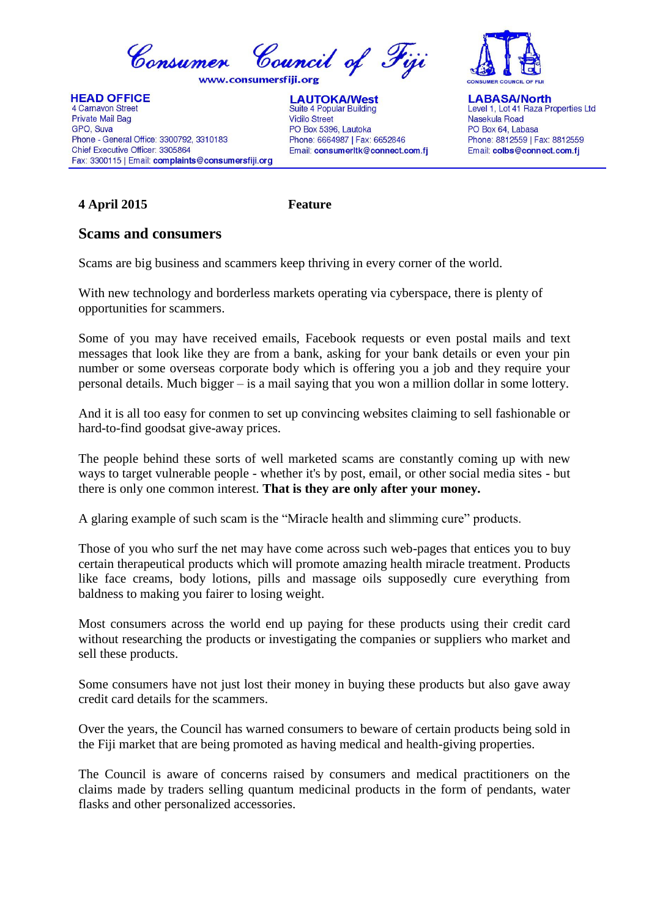# Consumer Council of Fiji

www.consumersfiji.org

**HEAD OFFICE**
4 Carnavon Street
Private Mail Bag
GPO, Suva
Phone - General Office: 3300792, 3310183
Chief Executive Officer: 3305864
Fax: 3300115 | Email: **complaints@consumersfiji.org**

**LAUTOKA/West**
Suite 4 Popular Building
Vidilo Street
PO Box 5396, Lautoka
Phone: 6664987 | Fax: 6652846
Email: **consumerltk@connect.com.fj**

**LABASA/North**
Level 1, Lot 41 Raza Properties Ltd
Nasekula Road
PO Box 64, Labasa
Phone: 8812559 | Fax: 8812559
Email: **colbs@connect.com.fj**

**4 April 2015** **Feature**

## Scams and consumers

Scams are big business and scammers keep thriving in every corner of the world.

With new technology and borderless markets operating via cyberspace, there is plenty of opportunities for scammers.

Some of you may have received emails, Facebook requests or even postal mails and text messages that look like they are from a bank, asking for your bank details or even your pin number or some overseas corporate body which is offering you a job and they require your personal details. Much bigger – is a mail saying that you won a million dollar in some lottery.

And it is all too easy for conmen to set up convincing websites claiming to sell fashionable or hard-to-find goodsat give-away prices.

The people behind these sorts of well marketed scams are constantly coming up with new ways to target vulnerable people - whether it's by post, email, or other social media sites - but there is only one common interest. **That is they are only after your money.**

A glaring example of such scam is the “Miracle health and slimming cure” products.

Those of you who surf the net may have come across such web-pages that entices you to buy certain therapeutical products which will promote amazing health miracle treatment. Products like face creams, body lotions, pills and massage oils supposedly cure everything from baldness to making you fairer to losing weight.

Most consumers across the world end up paying for these products using their credit card without researching the products or investigating the companies or suppliers who market and sell these products.

Some consumers have not just lost their money in buying these products but also gave away credit card details for the scammers.

Over the years, the Council has warned consumers to beware of certain products being sold in the Fiji market that are being promoted as having medical and health-giving properties.

The Council is aware of concerns raised by consumers and medical practitioners on the claims made by traders selling quantum medicinal products in the form of pendants, water flasks and other personalized accessories.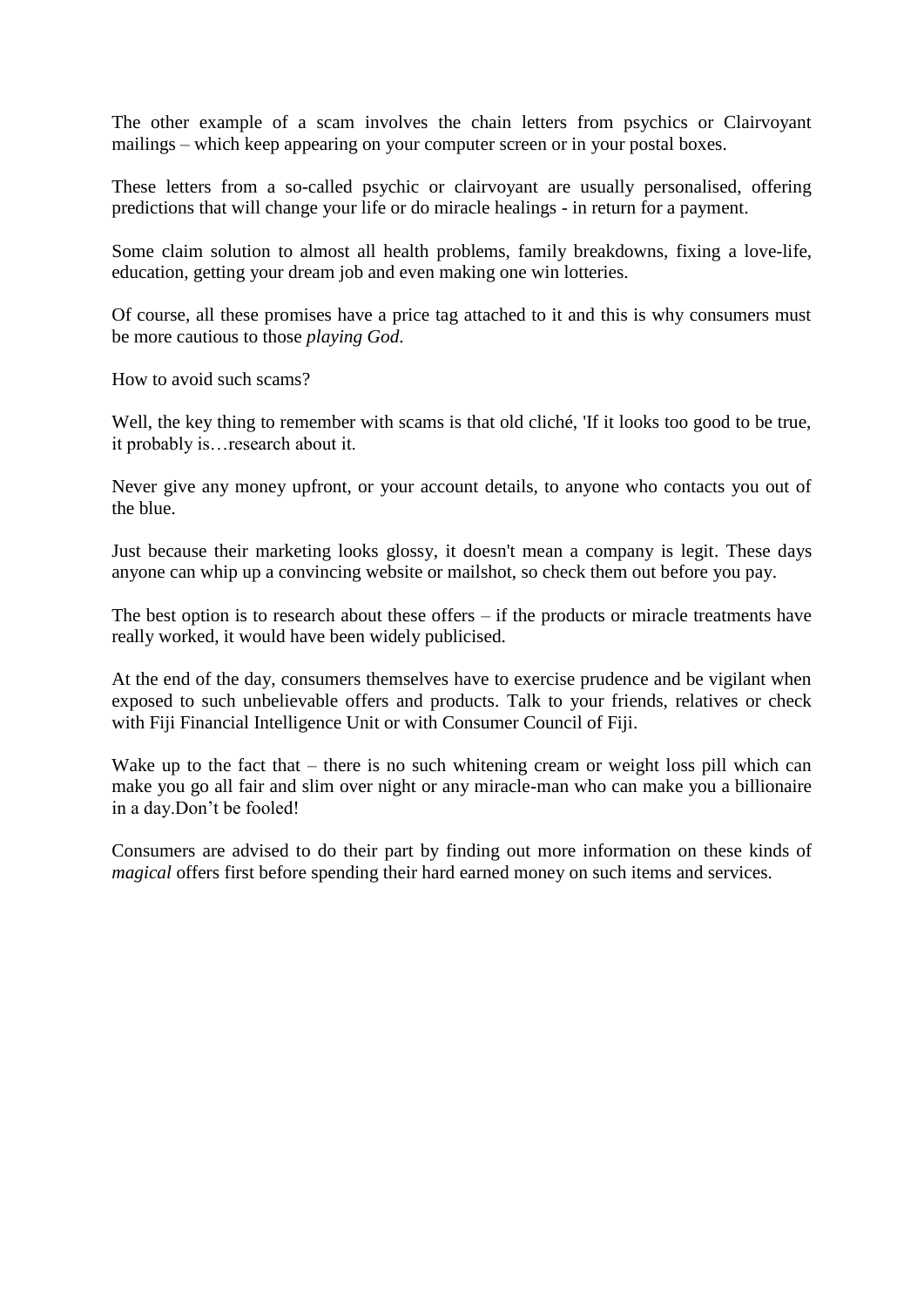The other example of a scam involves the chain letters from psychics or Clairvoyant mailings – which keep appearing on your computer screen or in your postal boxes.

These letters from a so-called psychic or clairvoyant are usually personalised, offering predictions that will change your life or do miracle healings - in return for a payment.

Some claim solution to almost all health problems, family breakdowns, fixing a love-life, education, getting your dream job and even making one win lotteries.

Of course, all these promises have a price tag attached to it and this is why consumers must be more cautious to those *playing God.*

How to avoid such scams?

Well, the key thing to remember with scams is that old cliché, 'If it looks too good to be true, it probably is…research about it.

Never give any money upfront, or your account details, to anyone who contacts you out of the blue.

Just because their marketing looks glossy, it doesn't mean a company is legit. These days anyone can whip up a convincing website or mailshot, so check them out before you pay.

The best option is to research about these offers – if the products or miracle treatments have really worked, it would have been widely publicised.

At the end of the day, consumers themselves have to exercise prudence and be vigilant when exposed to such unbelievable offers and products. Talk to your friends, relatives or check with Fiji Financial Intelligence Unit or with Consumer Council of Fiji.

Wake up to the fact that – there is no such whitening cream or weight loss pill which can make you go all fair and slim over night or any miracle-man who can make you a billionaire in a day.Don't be fooled!

Consumers are advised to do their part by finding out more information on these kinds of *magical* offers first before spending their hard earned money on such items and services.